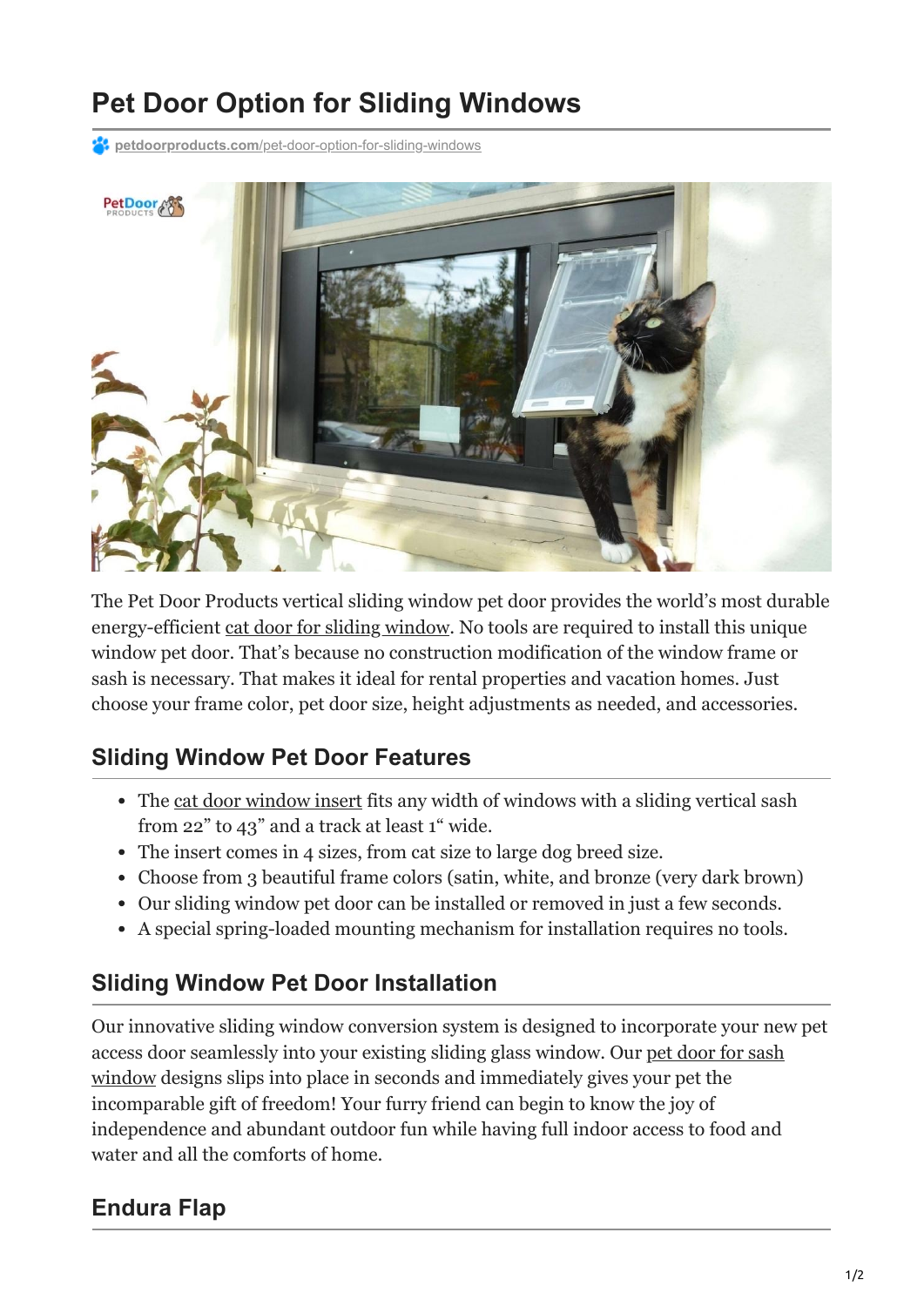# Pet Door Option for Sliding Windows

petdoorproducts.com/pet-door-option-for-sliding-windows

The Pet Door Products vertical sliding window pet door provides the world's most durable energy-efficient cat door for sliding window. No tools are required to install this unique window pet door. That's because no construction modification of the window frame or sash is necessary. That makes it ideal for rental properties and vacation homes. Just choose your frame color, pet door size, height adjustments as needed, and accessories.

## Sliding Window Pet Door Features

- The cat door window insert fits any width of windows with a sliding vertical sash from 22" to 43" and a track at least 1" wide.
- The insert comes in 4 sizes, from cat size to large dog breed size.
- Choose from 3 beautiful frame colors (satin, white, and bronze (very dark brown)
- Our sliding window pet door can be installed or removed in just a few seconds.
- A special spring-loaded mounting mechanism for installation requires no tools.

## Sliding Window Pet Door Installation

Our innovative sliding window conversion system is designed to incorporate your new pet access door seamlessly into your existing sliding glass window. Our pet door for sash window designs slips into place in seconds and immediately gives your pet the incomparable gift of freedom! Your furry friend can begin to know the joy of independence and abundant outdoor fun while having full indoor access to food and water and all the comforts of home.

## Endura Flap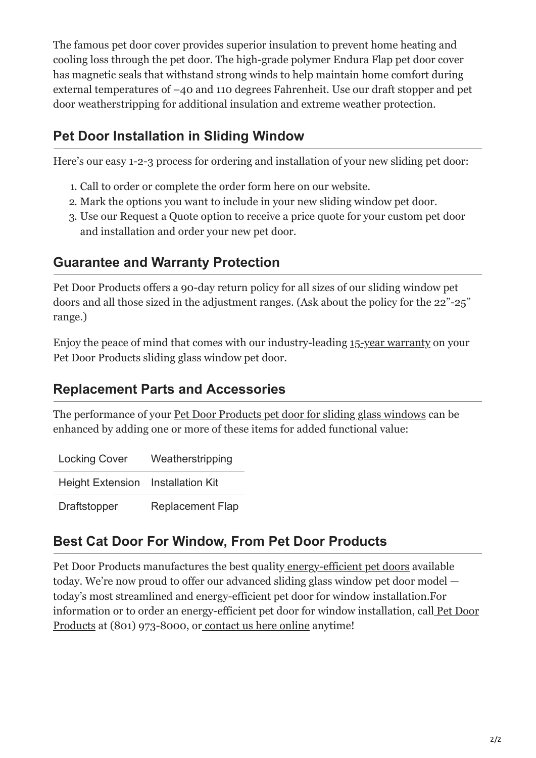The famous pet door cover provides superior insulation to prevent home heating and cooling loss through the pet door. The high-grade polymer Endura Flap pet door cover has magnetic seals that withstand strong winds to help maintain home comfort during external temperatures of –40 and 110 degrees Fahrenheit. Use our draft stopper and pet door weatherstripping for additional insulation and extreme weather protection.

## Pet Door Installation in Sliding Window

Here's our easy 1-2-3 process for ordering and installation of your new sliding pet door:

1. Call to order or complete the order form here on our website.
2. Mark the options you want to include in your new sliding window pet door.
3. Use our Request a Quote option to receive a price quote for your custom pet door and installation and order your new pet door.

## Guarantee and Warranty Protection

Pet Door Products offers a 90-day return policy for all sizes of our sliding window pet doors and all those sized in the adjustment ranges. (Ask about the policy for the 22"-25" range.)

Enjoy the peace of mind that comes with our industry-leading 15-year warranty on your Pet Door Products sliding glass window pet door.

## Replacement Parts and Accessories

The performance of your Pet Door Products pet door for sliding glass windows can be enhanced by adding one or more of these items for added functional value:

| | |
|---|---|
| Locking Cover | Weatherstripping |
| Height Extension | Installation Kit |
| Draftstopper | Replacement Flap |

## Best Cat Door For Window, From Pet Door Products

Pet Door Products manufactures the best quality energy-efficient pet doors available today. We're now proud to offer our advanced sliding glass window pet door model — today's most streamlined and energy-efficient pet door for window installation.For information or to order an energy-efficient pet door for window installation, call Pet Door Products at (801) 973-8000, or contact us here online anytime!